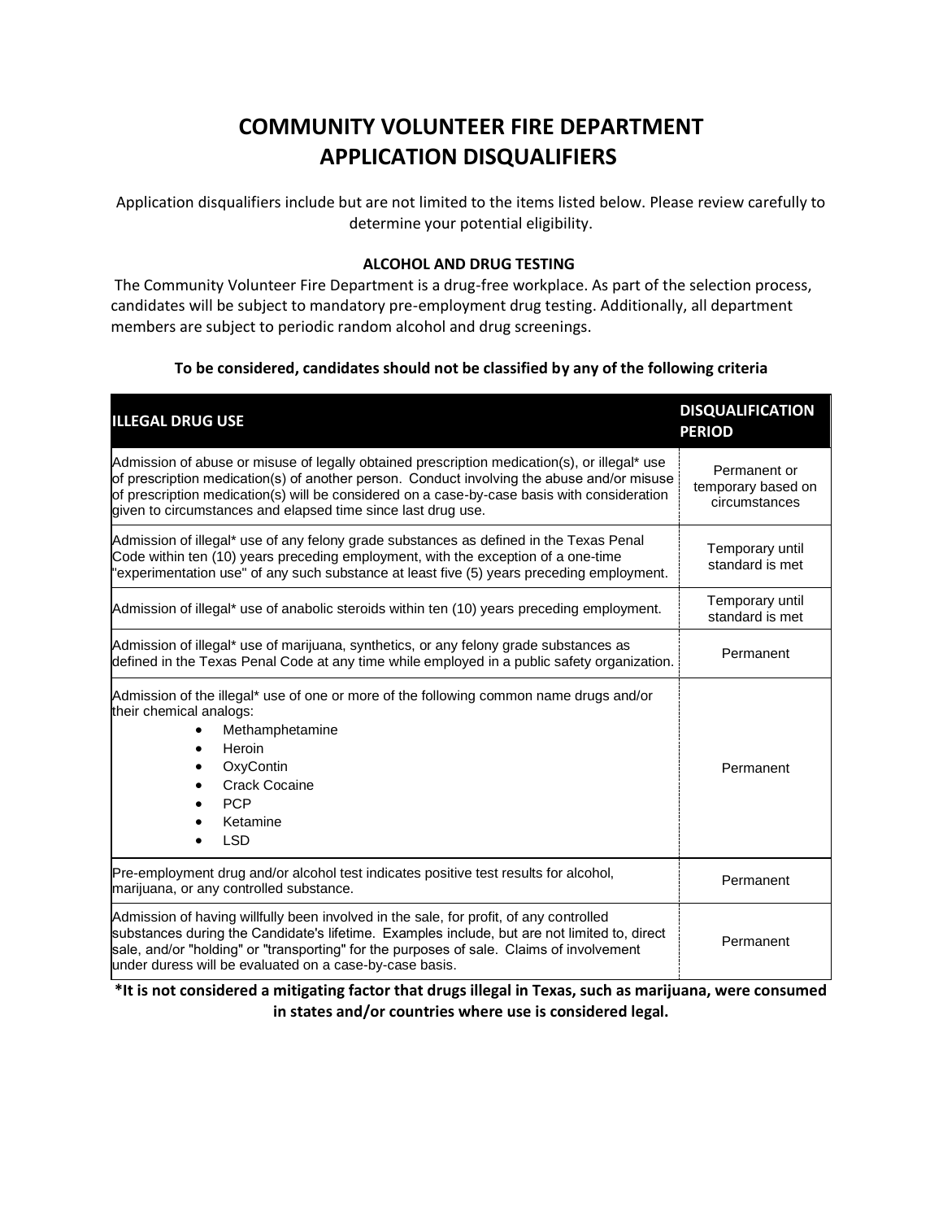# COMMUNITY VOLUNTEER FIRE DEPARTMENT
# APPLICATION DISQUALIFIERS

Application disqualifiers include but are not limited to the items listed below. Please review carefully to determine your potential eligibility.

### ALCOHOL AND DRUG TESTING

The Community Volunteer Fire Department is a drug-free workplace. As part of the selection process, candidates will be subject to mandatory pre-employment drug testing. Additionally, all department members are subject to periodic random alcohol and drug screenings.

**To be considered, candidates should not be classified by any of the following criteria**

| ILLEGAL DRUG USE | DISQUALIFICATION PERIOD |
|---|---|
| Admission of abuse or misuse of legally obtained prescription medication(s), or illegal* use of prescription medication(s) of another person. Conduct involving the abuse and/or misuse of prescription medication(s) will be considered on a case-by-case basis with consideration given to circumstances and elapsed time since last drug use. | Permanent or temporary based on circumstances |
| Admission of illegal* use of any felony grade substances as defined in the Texas Penal Code within ten (10) years preceding employment, with the exception of a one-time "experimentation use" of any such substance at least five (5) years preceding employment. | Temporary until standard is met |
| Admission of illegal* use of anabolic steroids within ten (10) years preceding employment. | Temporary until standard is met |
| Admission of illegal* use of marijuana, synthetics, or any felony grade substances as defined in the Texas Penal Code at any time while employed in a public safety organization. | Permanent |
| Admission of the illegal* use of one or more of the following common name drugs and/or their chemical analogs: <br>• Methamphetamine <br>• Heroin <br>• OxyContin <br>• Crack Cocaine <br>• PCP <br>• Ketamine <br>• LSD | Permanent |
| Pre-employment drug and/or alcohol test indicates positive test results for alcohol, marijuana, or any controlled substance. | Permanent |
| Admission of having willfully been involved in the sale, for profit, of any controlled substances during the Candidate's lifetime. Examples include, but are not limited to, direct sale, and/or "holding" or "transporting" for the purposes of sale. Claims of involvement under duress will be evaluated on a case-by-case basis. | Permanent |

**\*It is not considered a mitigating factor that drugs illegal in Texas, such as marijuana, were consumed in states and/or countries where use is considered legal.**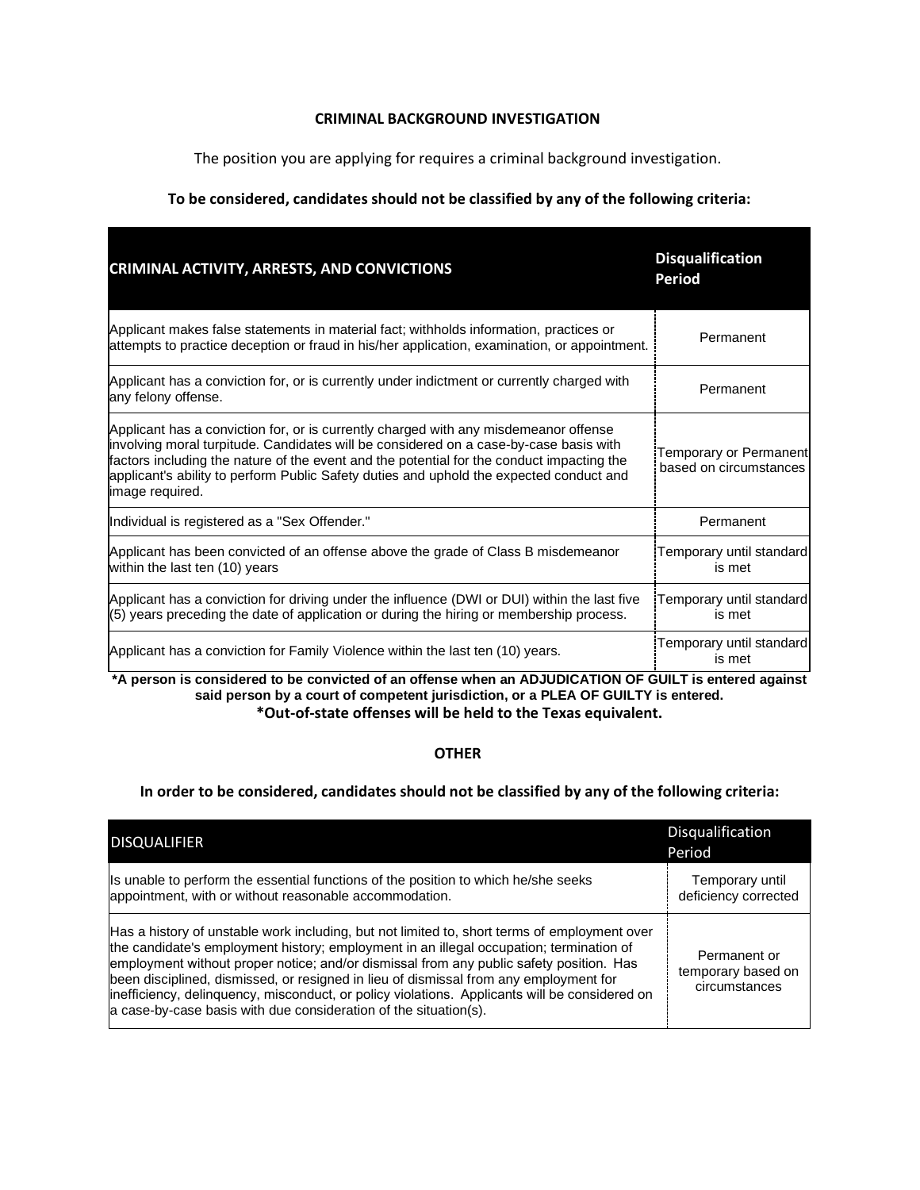## CRIMINAL BACKGROUND INVESTIGATION

The position you are applying for requires a criminal background investigation.

**To be considered, candidates should not be classified by any of the following criteria:**

| CRIMINAL ACTIVITY, ARRESTS, AND CONVICTIONS | Disqualification Period |
|---|---|
| Applicant makes false statements in material fact; withholds information, practices or attempts to practice deception or fraud in his/her application, examination, or appointment. | Permanent |
| Applicant has a conviction for, or is currently under indictment or currently charged with any felony offense. | Permanent |
| Applicant has a conviction for, or is currently charged with any misdemeanor offense involving moral turpitude. Candidates will be considered on a case-by-case basis with factors including the nature of the event and the potential for the conduct impacting the applicant's ability to perform Public Safety duties and uphold the expected conduct and image required. | Temporary or Permanent based on circumstances |
| Individual is registered as a "Sex Offender." | Permanent |
| Applicant has been convicted of an offense above the grade of Class B misdemeanor within the last ten (10) years | Temporary until standard is met |
| Applicant has a conviction for driving under the influence (DWI or DUI) within the last five (5) years preceding the date of application or during the hiring or membership process. | Temporary until standard is met |
| Applicant has a conviction for Family Violence within the last ten (10) years. | Temporary until standard is met |

**\*A person is considered to be convicted of an offense when an ADJUDICATION OF GUILT is entered against said person by a court of competent jurisdiction, or a PLEA OF GUILTY is entered.**

**\*Out-of-state offenses will be held to the Texas equivalent.**

## OTHER

**In order to be considered, candidates should not be classified by any of the following criteria:**

| DISQUALIFIER | Disqualification Period |
|---|---|
| Is unable to perform the essential functions of the position to which he/she seeks appointment, with or without reasonable accommodation. | Temporary until deficiency corrected |
| Has a history of unstable work including, but not limited to, short terms of employment over the candidate's employment history; employment in an illegal occupation; termination of employment without proper notice; and/or dismissal from any public safety position. Has been disciplined, dismissed, or resigned in lieu of dismissal from any employment for inefficiency, delinquency, misconduct, or policy violations. Applicants will be considered on a case-by-case basis with due consideration of the situation(s). | Permanent or temporary based on circumstances |